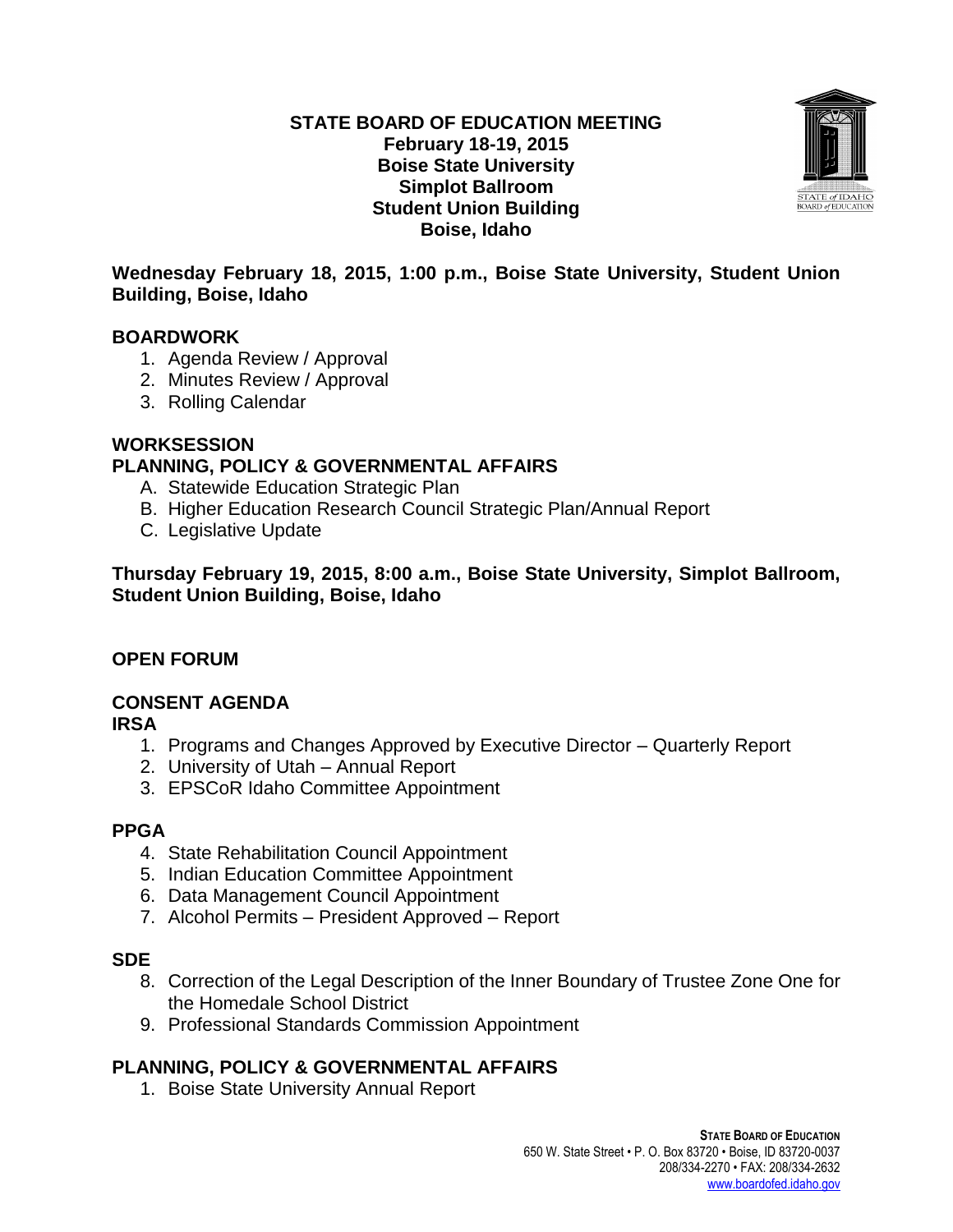# STATE BOARD OF EDUCATION MEETING
**February 18-19, 2015**
**Boise State University**
**Simplot Ballroom**
**Student Union Building**
**Boise, Idaho**

**Wednesday February 18, 2015, 1:00 p.m., Boise State University, Student Union Building, Boise, Idaho**

## BOARDWORK

1. Agenda Review / Approval
2. Minutes Review / Approval
3. Rolling Calendar

## WORKSESSION

## PLANNING, POLICY & GOVERNMENTAL AFFAIRS

A. Statewide Education Strategic Plan
B. Higher Education Research Council Strategic Plan/Annual Report
C. Legislative Update

**Thursday February 19, 2015, 8:00 a.m., Boise State University, Simplot Ballroom, Student Union Building, Boise, Idaho**

## OPEN FORUM

## CONSENT AGENDA

### IRSA

1. Programs and Changes Approved by Executive Director – Quarterly Report
2. University of Utah – Annual Report
3. EPSCoR Idaho Committee Appointment

### PPGA

4. State Rehabilitation Council Appointment
5. Indian Education Committee Appointment
6. Data Management Council Appointment
7. Alcohol Permits – President Approved – Report

### SDE

8. Correction of the Legal Description of the Inner Boundary of Trustee Zone One for the Homedale School District
9. Professional Standards Commission Appointment

## PLANNING, POLICY & GOVERNMENTAL AFFAIRS

1. Boise State University Annual Report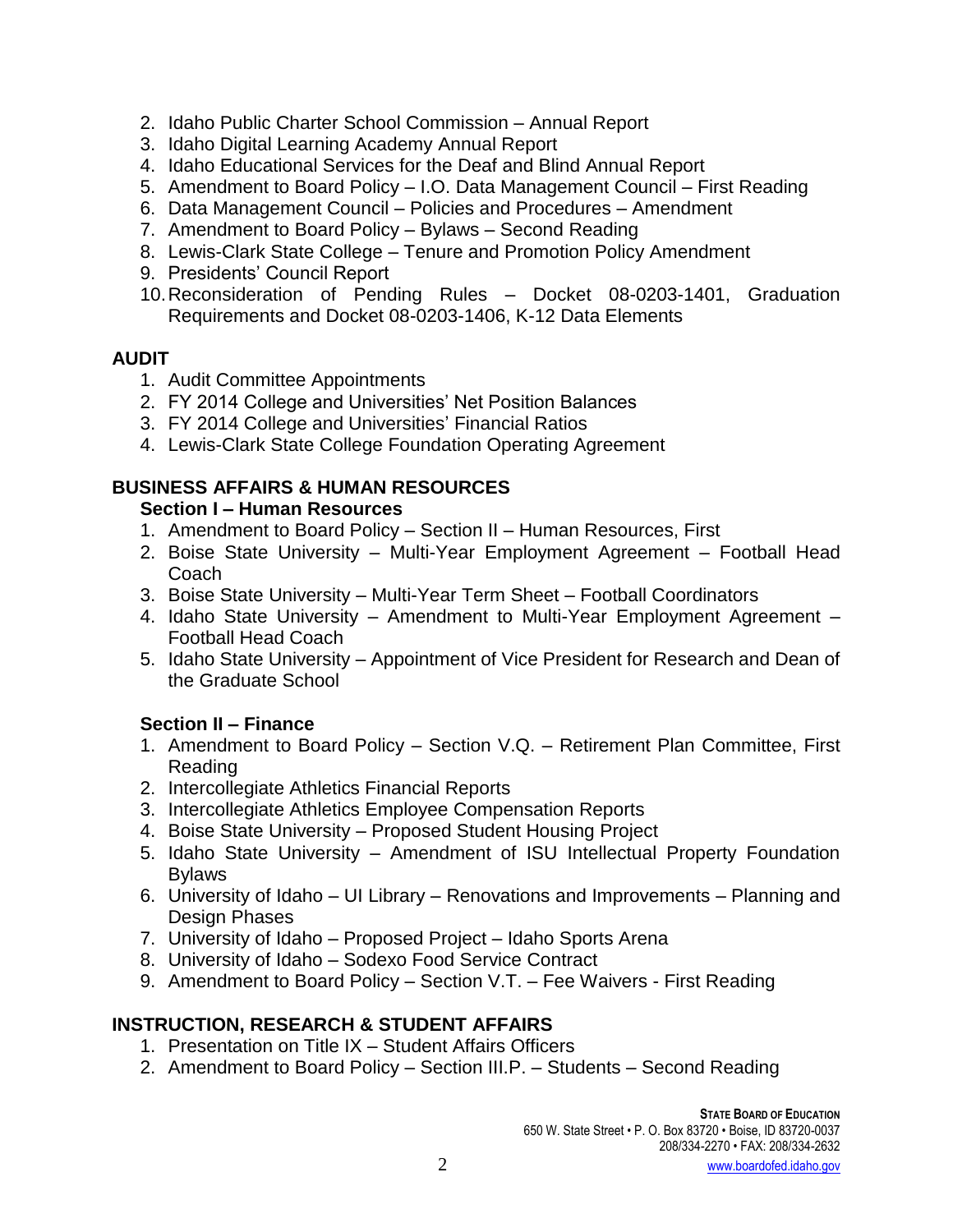2. Idaho Public Charter School Commission – Annual Report
3. Idaho Digital Learning Academy Annual Report
4. Idaho Educational Services for the Deaf and Blind Annual Report
5. Amendment to Board Policy – I.O. Data Management Council – First Reading
6. Data Management Council – Policies and Procedures – Amendment
7. Amendment to Board Policy – Bylaws – Second Reading
8. Lewis-Clark State College – Tenure and Promotion Policy Amendment
9. Presidents' Council Report
10. Reconsideration of Pending Rules – Docket 08-0203-1401, Graduation Requirements and Docket 08-0203-1406, K-12 Data Elements

## AUDIT

1. Audit Committee Appointments
2. FY 2014 College and Universities' Net Position Balances
3. FY 2014 College and Universities' Financial Ratios
4. Lewis-Clark State College Foundation Operating Agreement

## BUSINESS AFFAIRS & HUMAN RESOURCES

### Section I – Human Resources

1. Amendment to Board Policy – Section II – Human Resources, First
2. Boise State University – Multi-Year Employment Agreement – Football Head Coach
3. Boise State University – Multi-Year Term Sheet – Football Coordinators
4. Idaho State University – Amendment to Multi-Year Employment Agreement – Football Head Coach
5. Idaho State University – Appointment of Vice President for Research and Dean of the Graduate School

### Section II – Finance

1. Amendment to Board Policy – Section V.Q. – Retirement Plan Committee, First Reading
2. Intercollegiate Athletics Financial Reports
3. Intercollegiate Athletics Employee Compensation Reports
4. Boise State University – Proposed Student Housing Project
5. Idaho State University – Amendment of ISU Intellectual Property Foundation Bylaws
6. University of Idaho – UI Library – Renovations and Improvements – Planning and Design Phases
7. University of Idaho – Proposed Project – Idaho Sports Arena
8. University of Idaho – Sodexo Food Service Contract
9. Amendment to Board Policy – Section V.T. – Fee Waivers - First Reading

## INSTRUCTION, RESEARCH & STUDENT AFFAIRS

1. Presentation on Title IX – Student Affairs Officers
2. Amendment to Board Policy – Section III.P. – Students – Second Reading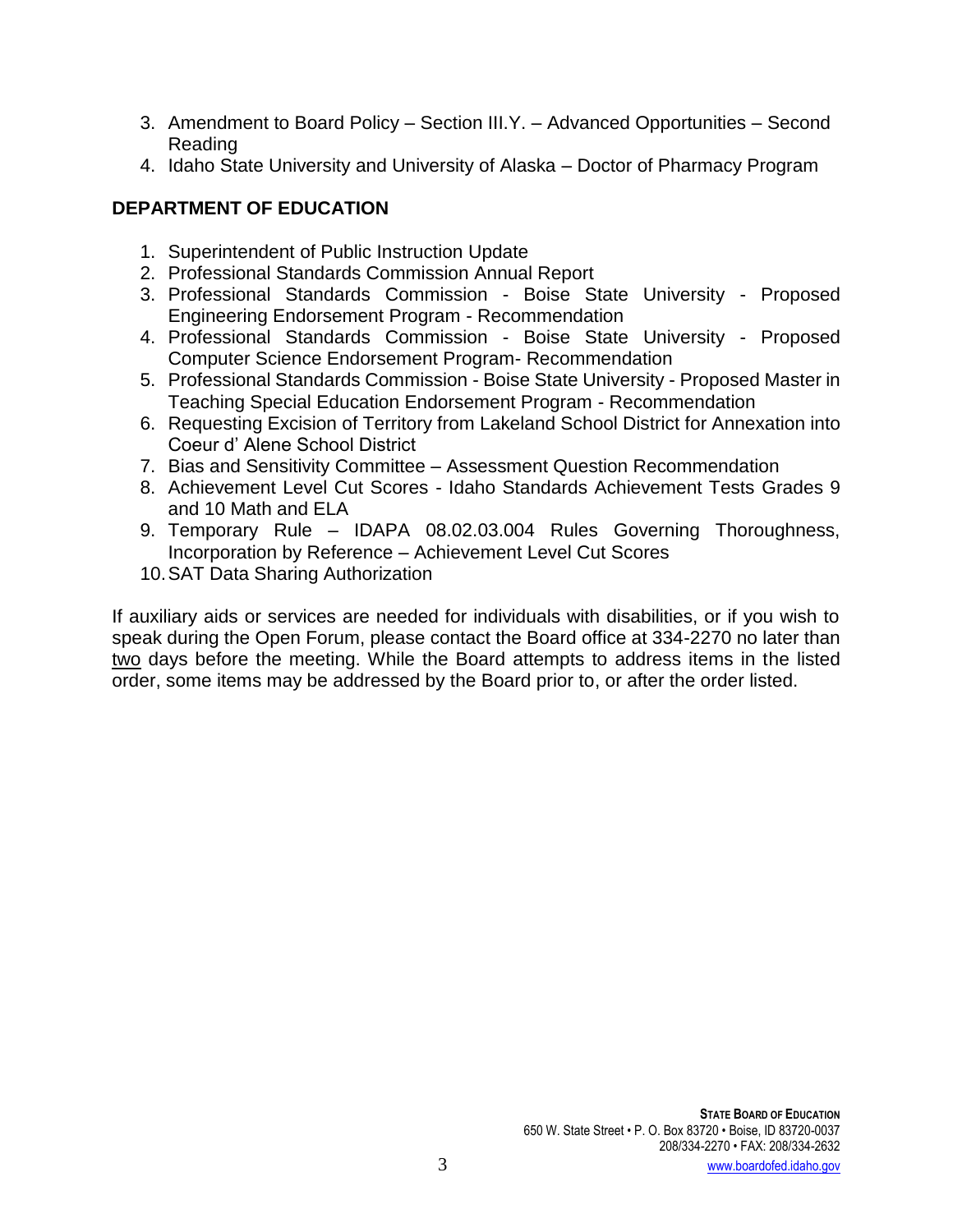3. Amendment to Board Policy – Section III.Y. – Advanced Opportunities – Second Reading
4. Idaho State University and University of Alaska – Doctor of Pharmacy Program

**DEPARTMENT OF EDUCATION**

1. Superintendent of Public Instruction Update
2. Professional Standards Commission Annual Report
3. Professional Standards Commission - Boise State University - Proposed Engineering Endorsement Program - Recommendation
4. Professional Standards Commission - Boise State University - Proposed Computer Science Endorsement Program- Recommendation
5. Professional Standards Commission - Boise State University - Proposed Master in Teaching Special Education Endorsement Program - Recommendation
6. Requesting Excision of Territory from Lakeland School District for Annexation into Coeur d' Alene School District
7. Bias and Sensitivity Committee – Assessment Question Recommendation
8. Achievement Level Cut Scores - Idaho Standards Achievement Tests Grades 9 and 10 Math and ELA
9. Temporary Rule – IDAPA 08.02.03.004 Rules Governing Thoroughness, Incorporation by Reference – Achievement Level Cut Scores
10. SAT Data Sharing Authorization

If auxiliary aids or services are needed for individuals with disabilities, or if you wish to speak during the Open Forum, please contact the Board office at 334-2270 no later than two days before the meeting. While the Board attempts to address items in the listed order, some items may be addressed by the Board prior to, or after the order listed.

**STATE BOARD OF EDUCATION**
650 W. State Street • P. O. Box 83720 • Boise, ID 83720-0037
208/334-2270 • FAX: 208/334-2632
www.boardofed.idaho.gov